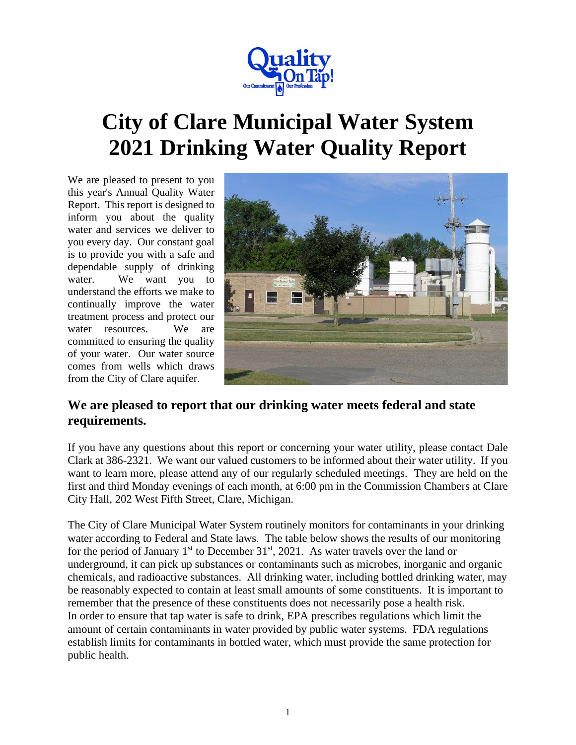# City of Clare Municipal Water System 2021 Drinking Water Quality Report

We are pleased to present to you this year's Annual Quality Water Report. This report is designed to inform you about the quality water and services we deliver to you every day. Our constant goal is to provide you with a safe and dependable supply of drinking water. We want you to understand the efforts we make to continually improve the water treatment process and protect our water resources. We are committed to ensuring the quality of your water. Our water source comes from wells which draws from the City of Clare aquifer.

## We are pleased to report that our drinking water meets federal and state requirements.

If you have any questions about this report or concerning your water utility, please contact Dale Clark at 386-2321. We want our valued customers to be informed about their water utility. If you want to learn more, please attend any of our regularly scheduled meetings. They are held on the first and third Monday evenings of each month, at 6:00 pm in the Commission Chambers at Clare City Hall, 202 West Fifth Street, Clare, Michigan.

The City of Clare Municipal Water System routinely monitors for contaminants in your drinking water according to Federal and State laws. The table below shows the results of our monitoring for the period of January 1st to December 31st, 2021. As water travels over the land or underground, it can pick up substances or contaminants such as microbes, inorganic and organic chemicals, and radioactive substances. All drinking water, including bottled drinking water, may be reasonably expected to contain at least small amounts of some constituents. It is important to remember that the presence of these constituents does not necessarily pose a health risk. In order to ensure that tap water is safe to drink, EPA prescribes regulations which limit the amount of certain contaminants in water provided by public water systems. FDA regulations establish limits for contaminants in bottled water, which must provide the same protection for public health.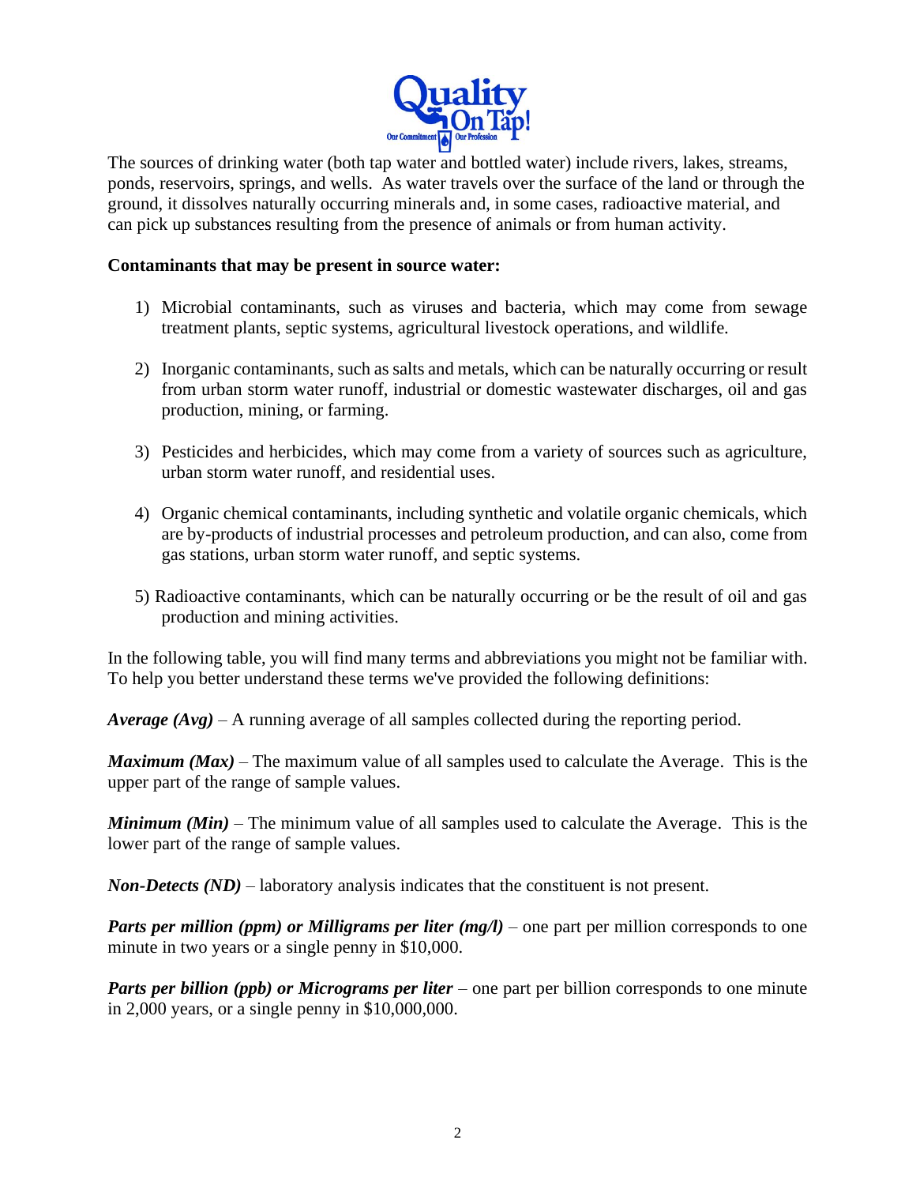The sources of drinking water (both tap water and bottled water) include rivers, lakes, streams, ponds, reservoirs, springs, and wells. As water travels over the surface of the land or through the ground, it dissolves naturally occurring minerals and, in some cases, radioactive material, and can pick up substances resulting from the presence of animals or from human activity.

**Contaminants that may be present in source water:**

1) Microbial contaminants, such as viruses and bacteria, which may come from sewage treatment plants, septic systems, agricultural livestock operations, and wildlife.

2) Inorganic contaminants, such as salts and metals, which can be naturally occurring or result from urban storm water runoff, industrial or domestic wastewater discharges, oil and gas production, mining, or farming.

3) Pesticides and herbicides, which may come from a variety of sources such as agriculture, urban storm water runoff, and residential uses.

4) Organic chemical contaminants, including synthetic and volatile organic chemicals, which are by-products of industrial processes and petroleum production, and can also, come from gas stations, urban storm water runoff, and septic systems.

5) Radioactive contaminants, which can be naturally occurring or be the result of oil and gas production and mining activities.

In the following table, you will find many terms and abbreviations you might not be familiar with. To help you better understand these terms we've provided the following definitions:

***Average (Avg)*** – A running average of all samples collected during the reporting period.

***Maximum (Max)*** – The maximum value of all samples used to calculate the Average. This is the upper part of the range of sample values.

***Minimum (Min)*** – The minimum value of all samples used to calculate the Average. This is the lower part of the range of sample values.

***Non-Detects (ND)*** – laboratory analysis indicates that the constituent is not present.

***Parts per million (ppm) or Milligrams per liter (mg/l)*** – one part per million corresponds to one minute in two years or a single penny in $10,000.

***Parts per billion (ppb) or Micrograms per liter*** – one part per billion corresponds to one minute in 2,000 years, or a single penny in $10,000,000.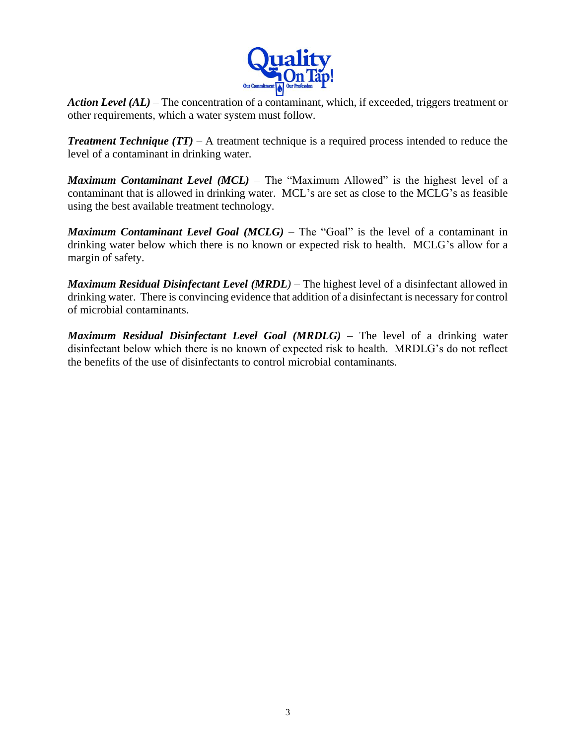***Action Level (AL)*** – The concentration of a contaminant, which, if exceeded, triggers treatment or other requirements, which a water system must follow.

***Treatment Technique (TT)*** – A treatment technique is a required process intended to reduce the level of a contaminant in drinking water.

***Maximum Contaminant Level (MCL)*** – The "Maximum Allowed" is the highest level of a contaminant that is allowed in drinking water. MCL's are set as close to the MCLG's as feasible using the best available treatment technology.

***Maximum Contaminant Level Goal (MCLG)*** – The "Goal" is the level of a contaminant in drinking water below which there is no known or expected risk to health. MCLG's allow for a margin of safety.

***Maximum Residual Disinfectant Level (MRDL)*** – The highest level of a disinfectant allowed in drinking water. There is convincing evidence that addition of a disinfectant is necessary for control of microbial contaminants.

***Maximum Residual Disinfectant Level Goal (MRDLG)*** – The level of a drinking water disinfectant below which there is no known of expected risk to health. MRDLG's do not reflect the benefits of the use of disinfectants to control microbial contaminants.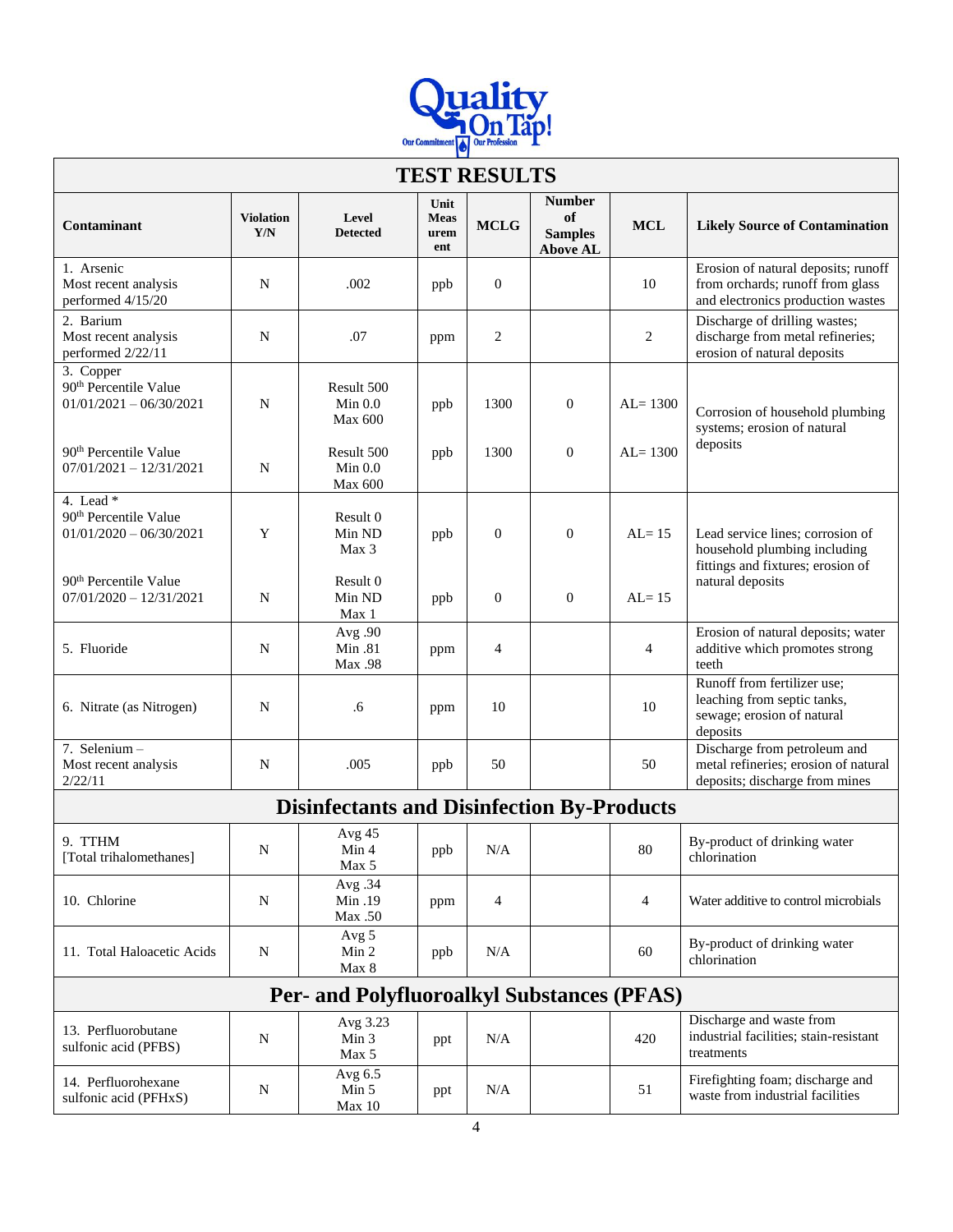Quality On Tap! Our Commitment Our Profession

| TEST RESULTS | | | | | | | |
|---|---|---|---|---|---|---|---|
| **Contaminant** | **Violation Y/N** | **Level Detected** | **Unit Measurement** | **MCLG** | **Number of Samples Above AL** | **MCL** | **Likely Source of Contamination** |
| 1. Arsenic Most recent analysis performed 4/15/20 | N | .002 | ppb | 0 | | 10 | Erosion of natural deposits; runoff from orchards; runoff from glass and electronics production wastes |
| 2. Barium Most recent analysis performed 2/22/11 | N | .07 | ppm | 2 | | 2 | Discharge of drilling wastes; discharge from metal refineries; erosion of natural deposits |
| 3. Copper 90th Percentile Value 01/01/2021 – 06/30/2021 | N | Result 500 Min 0.0 Max 600 | ppb | 1300 | 0 | AL= 1300 | Corrosion of household plumbing systems; erosion of natural deposits |
| 90th Percentile Value 07/01/2021 – 12/31/2021 | N | Result 500 Min 0.0 Max 600 | ppb | 1300 | 0 | AL= 1300 | |
| 4. Lead * 90th Percentile Value 01/01/2020 – 06/30/2021 | Y | Result 0 Min ND Max 3 | ppb | 0 | 0 | AL= 15 | Lead service lines; corrosion of household plumbing including fittings and fixtures; erosion of natural deposits |
| 90th Percentile Value 07/01/2020 – 12/31/2021 | N | Result 0 Min ND Max 1 | ppb | 0 | 0 | AL= 15 | |
| 5. Fluoride | N | Avg .90 Min .81 Max .98 | ppm | 4 | | 4 | Erosion of natural deposits; water additive which promotes strong teeth |
| 6. Nitrate (as Nitrogen) | N | .6 | ppm | 10 | | 10 | Runoff from fertilizer use; leaching from septic tanks, sewage; erosion of natural deposits |
| 7. Selenium – Most recent analysis 2/22/11 | N | .005 | ppb | 50 | | 50 | Discharge from petroleum and metal refineries; erosion of natural deposits; discharge from mines |
| **Disinfectants and Disinfection By-Products** | | | | | | | |
| 9. TTHM [Total trihalomethanes] | N | Avg 45 Min 4 Max 5 | ppb | N/A | | 80 | By-product of drinking water chlorination |
| 10. Chlorine | N | Avg .34 Min .19 Max .50 | ppm | 4 | | 4 | Water additive to control microbials |
| 11. Total Haloacetic Acids | N | Avg 5 Min 2 Max 8 | ppb | N/A | | 60 | By-product of drinking water chlorination |
| **Per- and Polyfluoroalkyl Substances (PFAS)** | | | | | | | |
| 13. Perfluorobutane sulfonic acid (PFBS) | N | Avg 3.23 Min 3 Max 5 | ppt | N/A | | 420 | Discharge and waste from industrial facilities; stain-resistant treatments |
| 14. Perfluorohexane sulfonic acid (PFHxS) | N | Avg 6.5 Min 5 Max 10 | ppt | N/A | | 51 | Firefighting foam; discharge and waste from industrial facilities |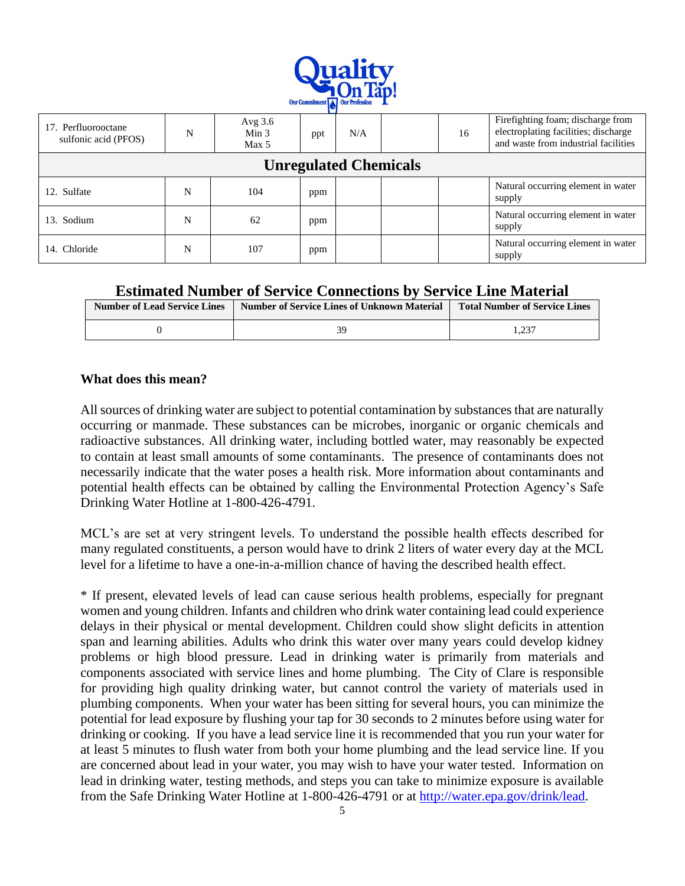| | | | | | | | |
|---|---|---|---|---|---|---|---|
| 17. Perfluorooctane sulfonic acid (PFOS) | N | Avg 3.6<br>Min 3<br>Max 5 | ppt | N/A | | 16 | Firefighting foam; discharge from electroplating facilities; discharge and waste from industrial facilities |
| **Unregulated Chemicals** | | | | | | | |
| 12. Sulfate | N | 104 | ppm | | | | Natural occurring element in water supply |
| 13. Sodium | N | 62 | ppm | | | | Natural occurring element in water supply |
| 14. Chloride | N | 107 | ppm | | | | Natural occurring element in water supply |

## Estimated Number of Service Connections by Service Line Material

| Number of Lead Service Lines | Number of Service Lines of Unknown Material | Total Number of Service Lines |
|---|---|---|
| 0 | 39 | 1,237 |

**What does this mean?**

All sources of drinking water are subject to potential contamination by substances that are naturally occurring or manmade. These substances can be microbes, inorganic or organic chemicals and radioactive substances. All drinking water, including bottled water, may reasonably be expected to contain at least small amounts of some contaminants. The presence of contaminants does not necessarily indicate that the water poses a health risk. More information about contaminants and potential health effects can be obtained by calling the Environmental Protection Agency's Safe Drinking Water Hotline at 1-800-426-4791.

MCL's are set at very stringent levels. To understand the possible health effects described for many regulated constituents, a person would have to drink 2 liters of water every day at the MCL level for a lifetime to have a one-in-a-million chance of having the described health effect.

* If present, elevated levels of lead can cause serious health problems, especially for pregnant women and young children. Infants and children who drink water containing lead could experience delays in their physical or mental development. Children could show slight deficits in attention span and learning abilities. Adults who drink this water over many years could develop kidney problems or high blood pressure. Lead in drinking water is primarily from materials and components associated with service lines and home plumbing. The City of Clare is responsible for providing high quality drinking water, but cannot control the variety of materials used in plumbing components. When your water has been sitting for several hours, you can minimize the potential for lead exposure by flushing your tap for 30 seconds to 2 minutes before using water for drinking or cooking. If you have a lead service line it is recommended that you run your water for at least 5 minutes to flush water from both your home plumbing and the lead service line. If you are concerned about lead in your water, you may wish to have your water tested. Information on lead in drinking water, testing methods, and steps you can take to minimize exposure is available from the Safe Drinking Water Hotline at 1-800-426-4791 or at http://water.epa.gov/drink/lead.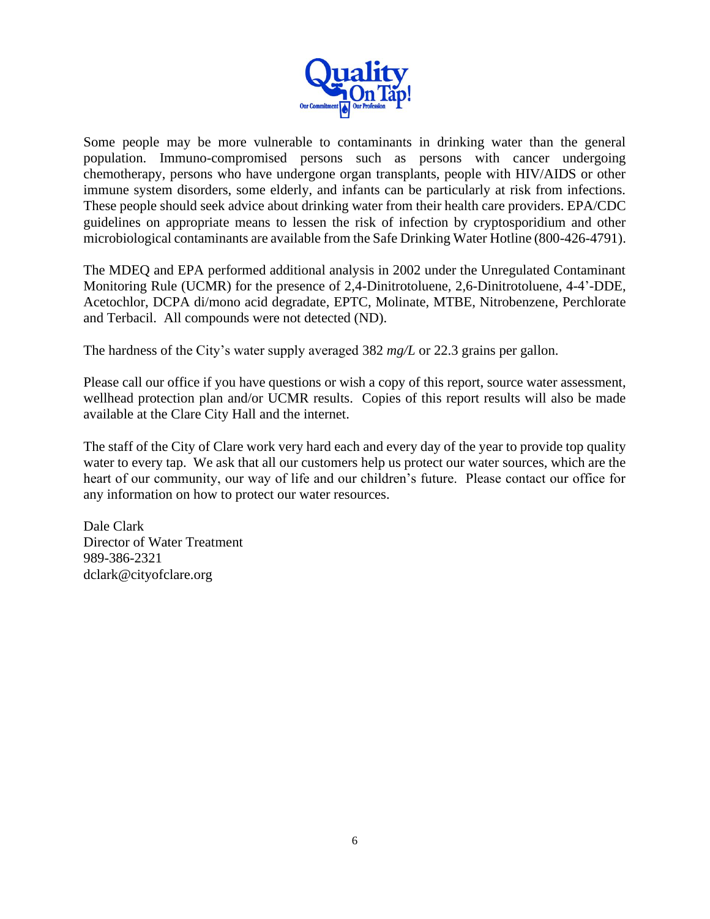Some people may be more vulnerable to contaminants in drinking water than the general population. Immuno-compromised persons such as persons with cancer undergoing chemotherapy, persons who have undergone organ transplants, people with HIV/AIDS or other immune system disorders, some elderly, and infants can be particularly at risk from infections. These people should seek advice about drinking water from their health care providers. EPA/CDC guidelines on appropriate means to lessen the risk of infection by cryptosporidium and other microbiological contaminants are available from the Safe Drinking Water Hotline (800-426-4791).

The MDEQ and EPA performed additional analysis in 2002 under the Unregulated Contaminant Monitoring Rule (UCMR) for the presence of 2,4-Dinitrotoluene, 2,6-Dinitrotoluene, 4-4'-DDE, Acetochlor, DCPA di/mono acid degradate, EPTC, Molinate, MTBE, Nitrobenzene, Perchlorate and Terbacil. All compounds were not detected (ND).

The hardness of the City's water supply averaged 382 *mg/L* or 22.3 grains per gallon.

Please call our office if you have questions or wish a copy of this report, source water assessment, wellhead protection plan and/or UCMR results. Copies of this report results will also be made available at the Clare City Hall and the internet.

The staff of the City of Clare work very hard each and every day of the year to provide top quality water to every tap. We ask that all our customers help us protect our water sources, which are the heart of our community, our way of life and our children's future. Please contact our office for any information on how to protect our water resources.

Dale Clark
Director of Water Treatment
989-386-2321
dclark@cityofclare.org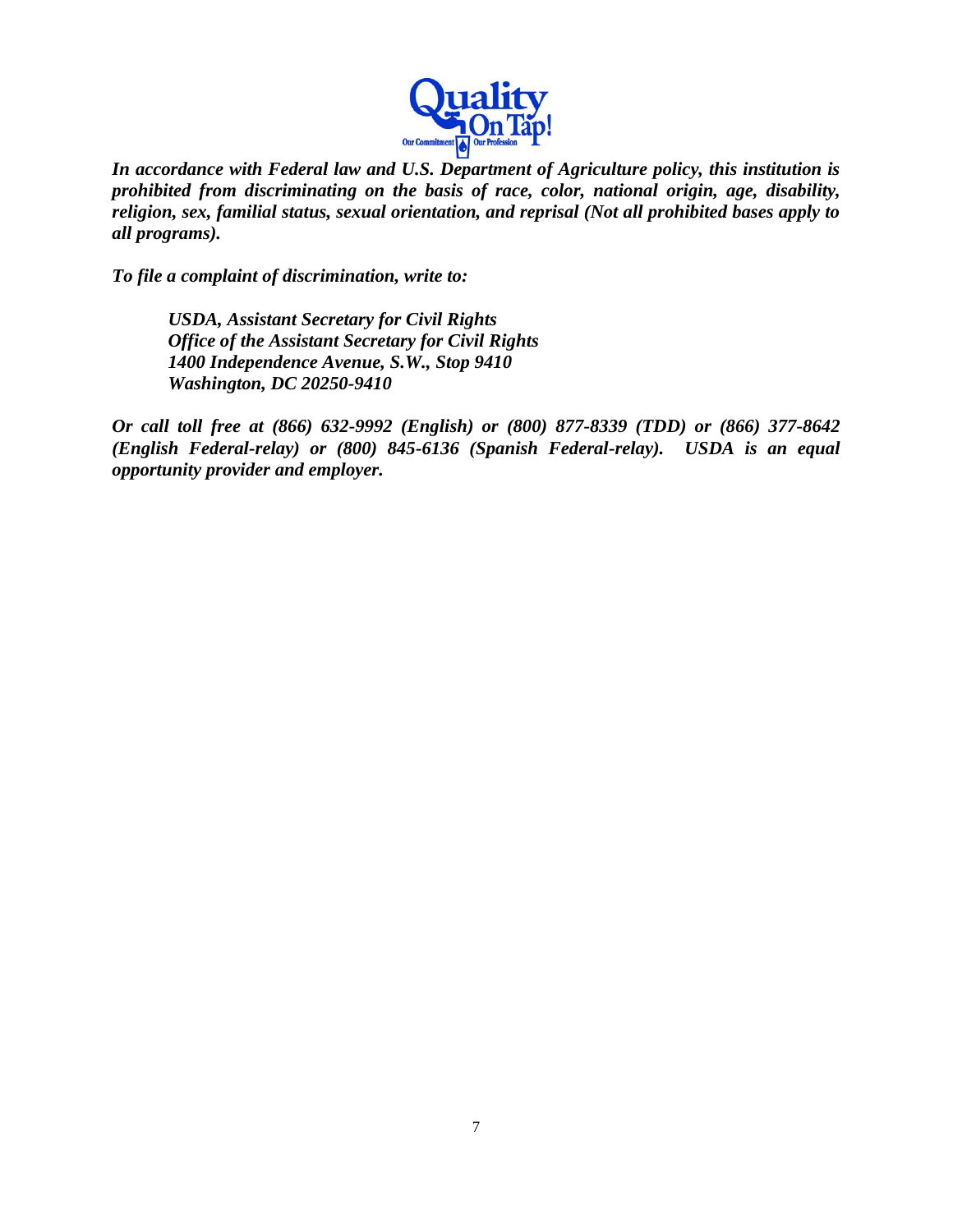***In accordance with Federal law and U.S. Department of Agriculture policy, this institution is prohibited from discriminating on the basis of race, color, national origin, age, disability, religion, sex, familial status, sexual orientation, and reprisal (Not all prohibited bases apply to all programs).***

***To file a complaint of discrimination, write to:***

> ***USDA, Assistant Secretary for Civil Rights***
> ***Office of the Assistant Secretary for Civil Rights***
> ***1400 Independence Avenue, S.W., Stop 9410***
> ***Washington, DC 20250-9410***

***Or call toll free at (866) 632-9992 (English) or (800) 877-8339 (TDD) or (866) 377-8642 (English Federal-relay) or (800) 845-6136 (Spanish Federal-relay). USDA is an equal opportunity provider and employer.***